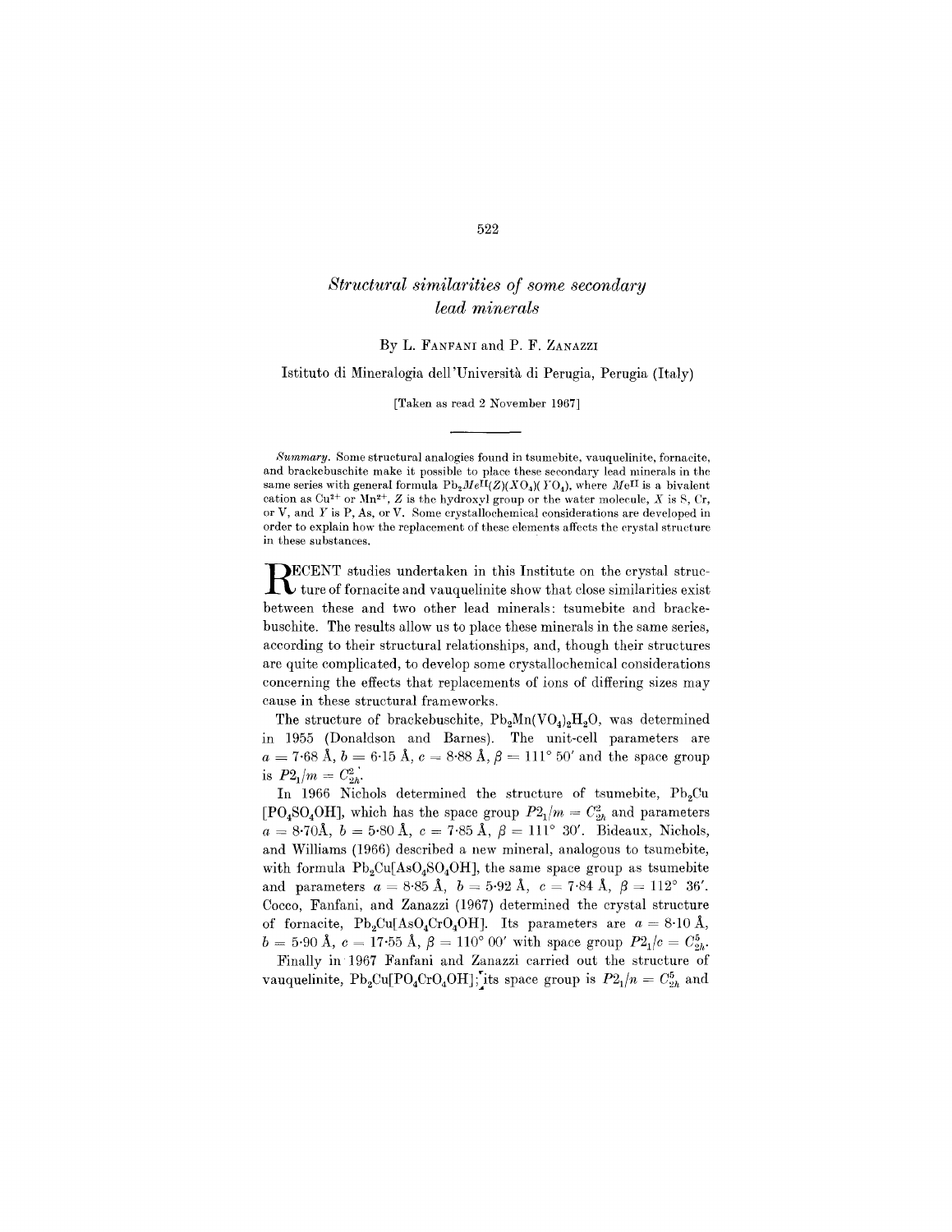# *Structural similarities of some secondary lead minerals*

By L. Fanfani and P. F. Zanazzi

Istituto di Mineralogia dell'Università di Perugia, Perugia (Italy)

[Taken as read 2 November 1967]

---

*Summary.* Some structural analogies found in tsumebite, vauquelinite, fornacite, and brackebuschite make it possible to place these secondary lead minerals in the same series with general formula $Pb_2Me^{II}(Z)(XO_4)(YO_4)$, where $Me^{II}$ is a bivalent cation as $Cu^{2+}$ or $Mn^{2+}$, $Z$ is the hydroxyl group or the water molecule, $X$ is S, Cr, or V, and $Y$ is P, As, or V. Some crystallochemical considerations are developed in order to explain how the replacement of these elements affects the crystal structure in these substances.

Recent studies undertaken in this Institute on the crystal structure of fornacite and vauquelinite show that close similarities exist between these and two other lead minerals: tsumebite and brackebuschite. The results allow us to place these minerals in the same series, according to their structural relationships, and, though their structures are quite complicated, to develop some crystallochemical considerations concerning the effects that replacements of ions of differing sizes may cause in these structural frameworks.

The structure of brackebuschite, $Pb_2Mn(VO_4)_2H_2O$, was determined in 1955 (Donaldson and Barnes). The unit-cell parameters are $a = 7{\cdot}68$ Å, $b = 6{\cdot}15$ Å, $c = 8{\cdot}88$ Å, $\beta = 111°\ 50'$ and the space group is $P2_1/m = C_{2h}^2$.

In 1966 Nichols determined the structure of tsumebite, $Pb_2Cu[PO_4SO_4OH]$, which has the space group $P2_1/m = C_{2h}^2$ and parameters $a = 8{\cdot}70$ Å, $b = 5{\cdot}80$ Å, $c = 7{\cdot}85$ Å, $\beta = 111°\ 30'$. Bideaux, Nichols, and Williams (1966) described a new mineral, analogous to tsumebite, with formula $Pb_2Cu[AsO_4SO_4OH]$, the same space group as tsumebite and parameters $a = 8{\cdot}85$ Å, $b = 5{\cdot}92$ Å, $c = 7{\cdot}84$ Å, $\beta = 112°\ 36'$. Cocco, Fanfani, and Zanazzi (1967) determined the crystal structure of fornacite, $Pb_2Cu[AsO_4CrO_4OH]$. Its parameters are $a = 8{\cdot}10$ Å, $b = 5{\cdot}90$ Å, $c = 17{\cdot}55$ Å, $\beta = 110°\ 00'$ with space group $P2_1/c = C_{2h}^5$.

Finally in 1967 Fanfani and Zanazzi carried out the structure of vauquelinite, $Pb_2Cu[PO_4CrO_4OH]$; its space group is $P2_1/n = C_{2h}^5$ and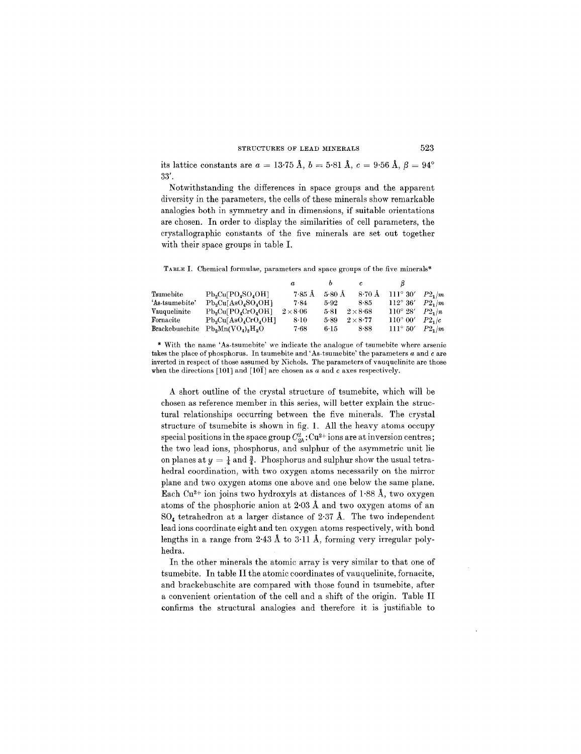its lattice constants are $a = 13{\cdot}75$ Å, $b = 5{\cdot}81$ Å, $c = 9{\cdot}56$ Å, $\beta = 94°$ 33′.

Notwithstanding the differences in space groups and the apparent diversity in the parameters, the cells of these minerals show remarkable analogies both in symmetry and in dimensions, if suitable orientations are chosen. In order to display the similarities of cell parameters, the crystallographic constants of the five minerals are set out together with their space groups in table I.

TABLE I. Chemical formulae, parameters and space groups of the five minerals*

| | | $a$ | $b$ | $c$ | $\beta$ | |
|---|---|---|---|---|---|---|
| Tsumebite | $Pb_2Cu[PO_4SO_4OH]$ | 7·85 Å | 5·80 Å | 8·70 Å | 111° 30′ | $P2_1/m$ |
| 'As-tsumebite' | $Pb_2Cu[AsO_4SO_4OH]$ | 7·84 | 5·92 | 8·85 | 112° 36′ | $P2_1/m$ |
| Vauquelinite | $Pb_2Cu[PO_4CrO_4OH]$ | 2×8·06 | 5·81 | 2×8·68 | 110° 28′ | $P2_1/n$ |
| Fornacite | $Pb_2Cu[AsO_4CrO_4OH]$ | 8·10 | 5·89 | 2×8·77 | 110° 00′ | $P2_1/c$ |
| Brackebuschite | $Pb_2Mn(VO_4)_2H_2O$ | 7·68 | 6·15 | 8·88 | 111° 50′ | $P2_1/m$ |

\* With the name 'As-tsumebite' we indicate the analogue of tsumebite where arsenic takes the place of phosphorus. In tsumebite and 'As-tsumebite' the parameters $a$ and $c$ are inverted in respect of those assumed by Nichols. The parameters of vauquelinite are those when the directions [101] and [10$\bar{1}$] are chosen as $a$ and $c$ axes respectively.

A short outline of the crystal structure of tsumebite, which will be chosen as reference member in this series, will better explain the structural relationships occurring between the five minerals. The crystal structure of tsumebite is shown in fig. 1. All the heavy atoms occupy special positions in the space group $C^2_{2h}$: $Cu^{2+}$ ions are at inversion centres; the two lead ions, phosphorus, and sulphur of the asymmetric unit lie on planes at $y = \frac{1}{4}$ and $\frac{3}{4}$. Phosphorus and sulphur show the usual tetrahedral coordination, with two oxygen atoms necessarily on the mirror plane and two oxygen atoms one above and one below the same plane. Each $Cu^{2+}$ ion joins two hydroxyls at distances of 1·88 Å, two oxygen atoms of the phosphoric anion at 2·03 Å and two oxygen atoms of an $SO_4$ tetrahedron at a larger distance of 2·37 Å. The two independent lead ions coordinate eight and ten oxygen atoms respectively, with bond lengths in a range from 2·43 Å to 3·11 Å, forming very irregular polyhedra.

In the other minerals the atomic array is very similar to that one of tsumebite. In table II the atomic coordinates of vauquelinite, fornacite, and brackebuschite are compared with those found in tsumebite, after a convenient orientation of the cell and a shift of the origin. Table II confirms the structural analogies and therefore it is justifiable to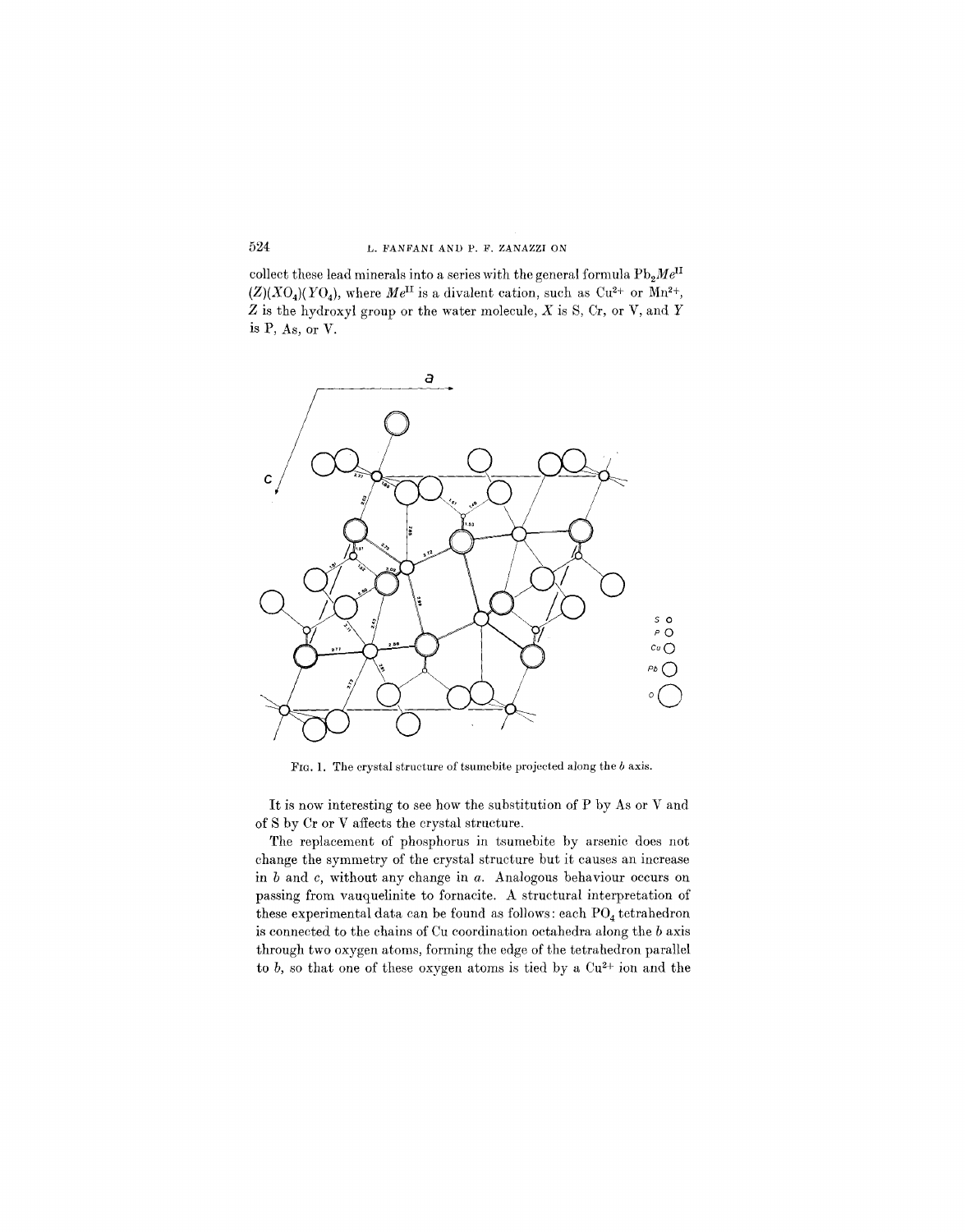collect these lead minerals into a series with the general formula $Pb_2Me^{II}(Z)(XO_4)(YO_4)$, where $Me^{II}$ is a divalent cation, such as $Cu^{2+}$ or $Mn^{2+}$, $Z$ is the hydroxyl group or the water molecule, $X$ is S, Cr, or V, and $Y$ is P, As, or V.

FIG. 1. The crystal structure of tsumebite projected along the $b$ axis.

It is now interesting to see how the substitution of P by As or V and of S by Cr or V affects the crystal structure.

The replacement of phosphorus in tsumebite by arsenic does not change the symmetry of the crystal structure but it causes an increase in $b$ and $c$, without any change in $a$. Analogous behaviour occurs on passing from vauquelinite to fornacite. A structural interpretation of these experimental data can be found as follows: each $PO_4$ tetrahedron is connected to the chains of Cu coordination octahedra along the $b$ axis through two oxygen atoms, forming the edge of the tetrahedron parallel to $b$, so that one of these oxygen atoms is tied by a $Cu^{2+}$ ion and the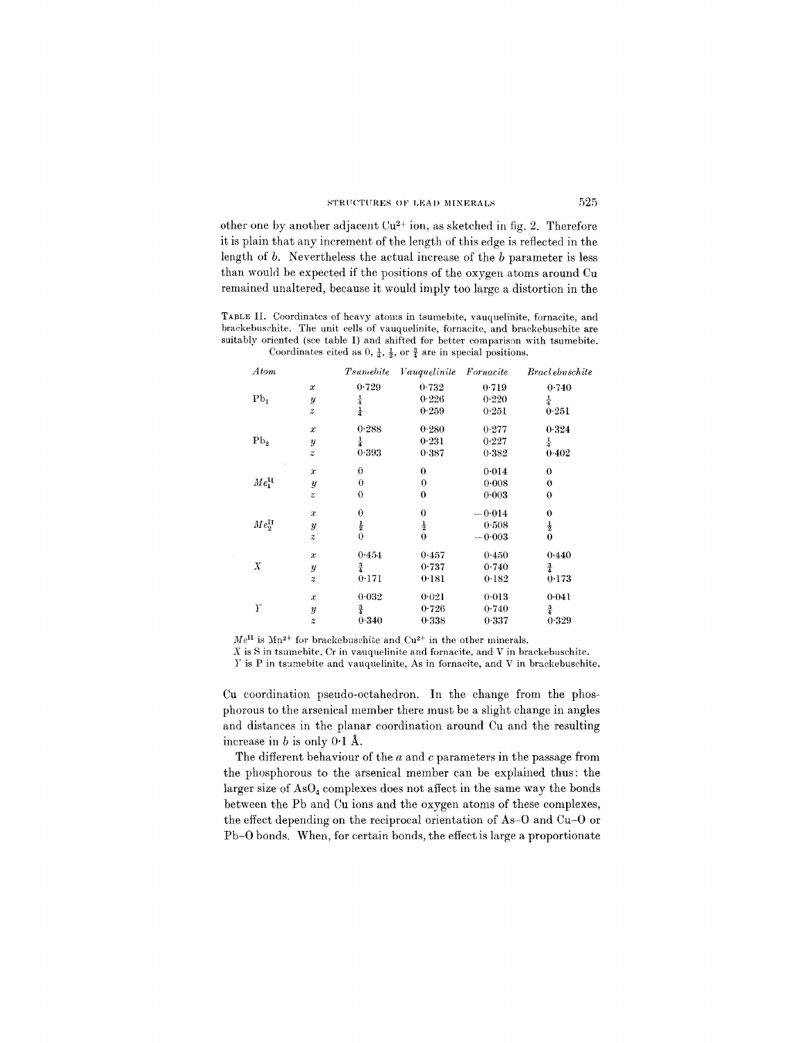other one by another adjacent $Cu^{2+}$ ion, as sketched in fig. 2. Therefore it is plain that any increment of the length of this edge is reflected in the length of $b$. Nevertheless the actual increase of the $b$ parameter is less than would be expected if the positions of the oxygen atoms around Cu remained unaltered, because it would imply too large a distortion in the

TABLE II. Coordinates of heavy atoms in tsumebite, vauquelinite, fornacite, and brackebuschite. The unit cells of vauquelinite, fornacite, and brackebuschite are suitably oriented (see table I) and shifted for better comparison with tsumebite. Coordinates cited as 0, $\frac{1}{4}$, $\frac{1}{2}$, or $\frac{3}{4}$ are in special positions.

| *Atom* | | *Tsumebite* | *Vauquelinite* | *Fornacite* | *Brackebuschite* |
|---|---|---|---|---|---|
| $Pb_1$ | $x$ | 0·729 | 0·732 | 0·719 | 0·740 |
| | $y$ | $\frac{1}{4}$ | 0·226 | 0·220 | $\frac{1}{4}$ |
| | $z$ | $\frac{1}{4}$ | 0·259 | 0·251 | 0·251 |
| $Pb_2$ | $x$ | 0·288 | 0·280 | 0·277 | 0·324 |
| | $y$ | $\frac{1}{4}$ | 0·231 | 0·227 | $\frac{1}{4}$ |
| | $z$ | 0·393 | 0·387 | 0·382 | 0·402 |
| $Me_1^{II}$ | $x$ | 0 | 0 | 0·014 | 0 |
| | $y$ | 0 | 0 | 0·008 | 0 |
| | $z$ | 0 | 0 | 0·003 | 0 |
| $Me_2^{II}$ | $x$ | 0 | 0 | −0·014 | 0 |
| | $y$ | $\frac{1}{2}$ | $\frac{1}{2}$ | 0·508 | $\frac{1}{2}$ |
| | $z$ | 0 | 0 | −0·003 | 0 |
| $X$ | $x$ | 0·454 | 0·457 | 0·450 | 0·440 |
| | $y$ | $\frac{3}{4}$ | 0·737 | 0·740 | $\frac{3}{4}$ |
| | $z$ | 0·171 | 0·181 | 0·182 | 0·173 |
| $Y$ | $x$ | 0·032 | 0·021 | 0·013 | 0·041 |
| | $y$ | $\frac{3}{4}$ | 0·726 | 0·740 | $\frac{3}{4}$ |
| | $z$ | 0·340 | 0·338 | 0·337 | 0·329 |

$Me^{II}$ is $Mn^{2+}$ for brackebuschite and $Cu^{2+}$ in the other minerals.
$X$ is S in tsumebite, Cr in vauquelinite and fornacite, and V in brackebuschite.
$Y$ is P in tsumebite and vauquelinite, As in fornacite, and V in brackebuschite.

Cu coordination pseudo-octahedron. In the change from the phosphorous to the arsenical member there must be a slight change in angles and distances in the planar coordination around Cu and the resulting increase in $b$ is only 0·1 Å.

The different behaviour of the $a$ and $c$ parameters in the passage from the phosphorous to the arsenical member can be explained thus: the larger size of $AsO_4$ complexes does not affect in the same way the bonds between the Pb and Cu ions and the oxygen atoms of these complexes, the effect depending on the reciprocal orientation of As–O and Cu–O or Pb–O bonds. When, for certain bonds, the effect is large a proportionate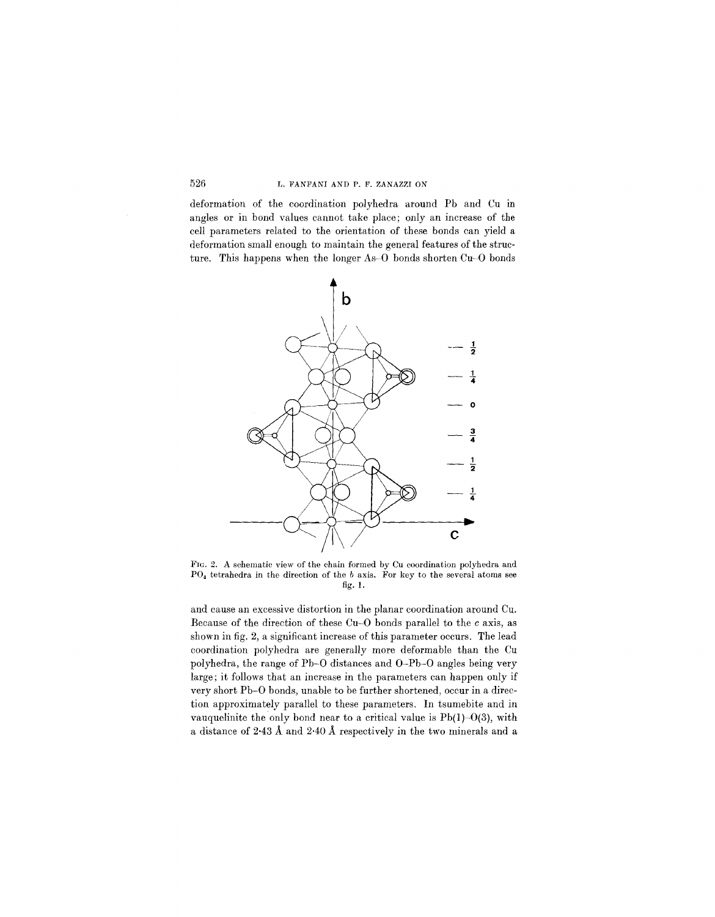deformation of the coordination polyhedra around Pb and Cu in angles or in bond values cannot take place; only an increase of the cell parameters related to the orientation of these bonds can yield a deformation small enough to maintain the general features of the structure. This happens when the longer As–O bonds shorten Cu–O bonds

FIG. 2. A schematic view of the chain formed by Cu coordination polyhedra and $PO_4$ tetrahedra in the direction of the *b* axis. For key to the several atoms see fig. 1.

and cause an excessive distortion in the planar coordination around Cu. Because of the direction of these Cu–O bonds parallel to the *c* axis, as shown in fig. 2, a significant increase of this parameter occurs. The lead coordination polyhedra are generally more deformable than the Cu polyhedra, the range of Pb–O distances and O–Pb–O angles being very large; it follows that an increase in the parameters can happen only if very short Pb–O bonds, unable to be further shortened, occur in a direction approximately parallel to these parameters. In tsumebite and in vauquelinite the only bond near to a critical value is Pb(1)–O(3), with a distance of 2·43 Å and 2·40 Å respectively in the two minerals and a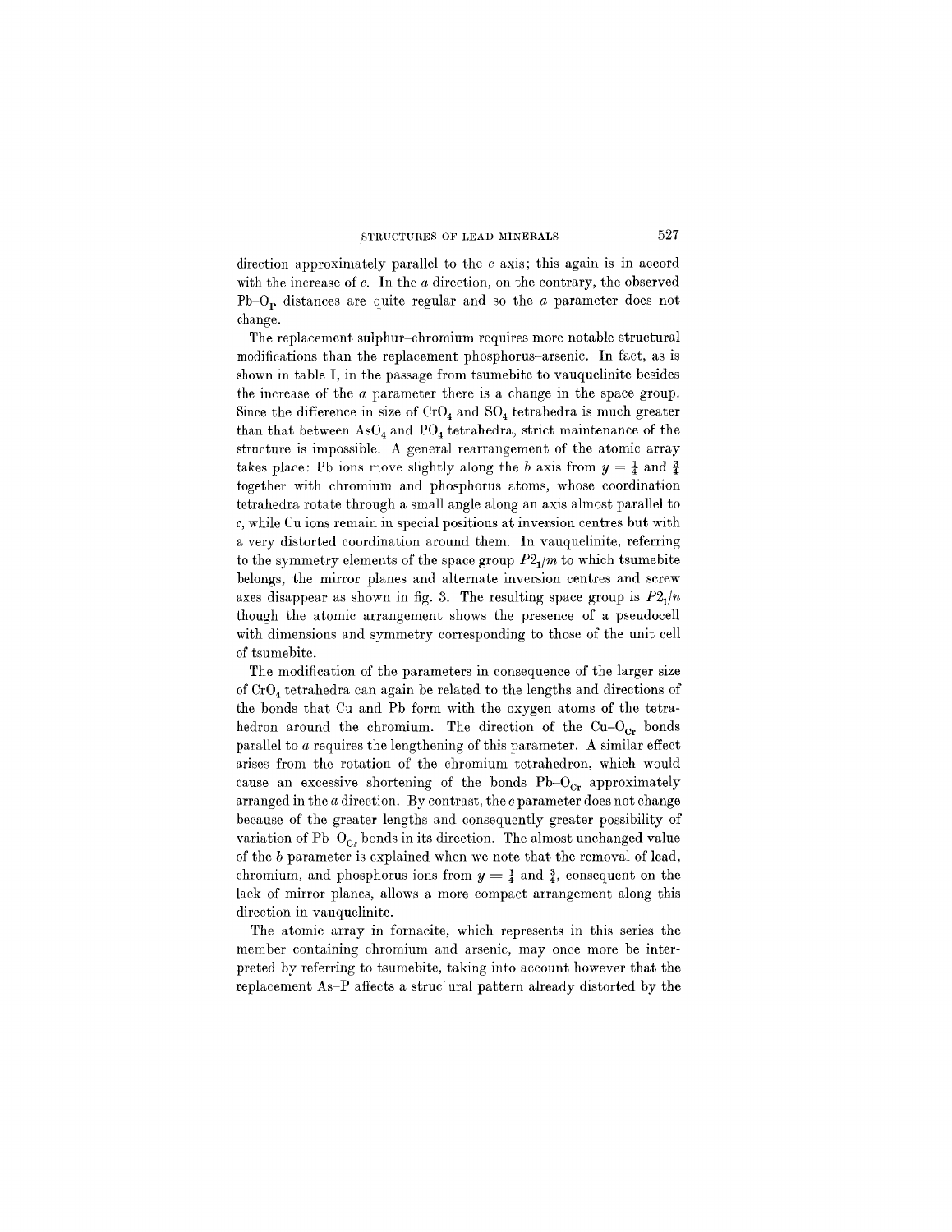direction approximately parallel to the $c$ axis; this again is in accord with the increase of $c$. In the $a$ direction, on the contrary, the observed $Pb–O_P$ distances are quite regular and so the $a$ parameter does not change.

The replacement sulphur–chromium requires more notable structural modifications than the replacement phosphorus–arsenic. In fact, as is shown in table I, in the passage from tsumebite to vauquelinite besides the increase of the $a$ parameter there is a change in the space group. Since the difference in size of $CrO_4$ and $SO_4$ tetrahedra is much greater than that between $AsO_4$ and $PO_4$ tetrahedra, strict maintenance of the structure is impossible. A general rearrangement of the atomic array takes place: Pb ions move slightly along the $b$ axis from $y = \frac{1}{4}$ and $\frac{3}{4}$ together with chromium and phosphorus atoms, whose coordination tetrahedra rotate through a small angle along an axis almost parallel to $c$, while Cu ions remain in special positions at inversion centres but with a very distorted coordination around them. In vauquelinite, referring to the symmetry elements of the space group $P2_1/m$ to which tsumebite belongs, the mirror planes and alternate inversion centres and screw axes disappear as shown in fig. 3. The resulting space group is $P2_1/n$ though the atomic arrangement shows the presence of a pseudocell with dimensions and symmetry corresponding to those of the unit cell of tsumebite.

The modification of the parameters in consequence of the larger size of $CrO_4$ tetrahedra can again be related to the lengths and directions of the bonds that Cu and Pb form with the oxygen atoms of the tetrahedron around the chromium. The direction of the $Cu–O_{Cr}$ bonds parallel to $a$ requires the lengthening of this parameter. A similar effect arises from the rotation of the chromium tetrahedron, which would cause an excessive shortening of the bonds $Pb–O_{Cr}$ approximately arranged in the $a$ direction. By contrast, the $c$ parameter does not change because of the greater lengths and consequently greater possibility of variation of $Pb–O_{Cr}$ bonds in its direction. The almost unchanged value of the $b$ parameter is explained when we note that the removal of lead, chromium, and phosphorus ions from $y = \frac{1}{4}$ and $\frac{3}{4}$, consequent on the lack of mirror planes, allows a more compact arrangement along this direction in vauquelinite.

The atomic array in fornacite, which represents in this series the member containing chromium and arsenic, may once more be interpreted by referring to tsumebite, taking into account however that the replacement As–P affects a struc ural pattern already distorted by the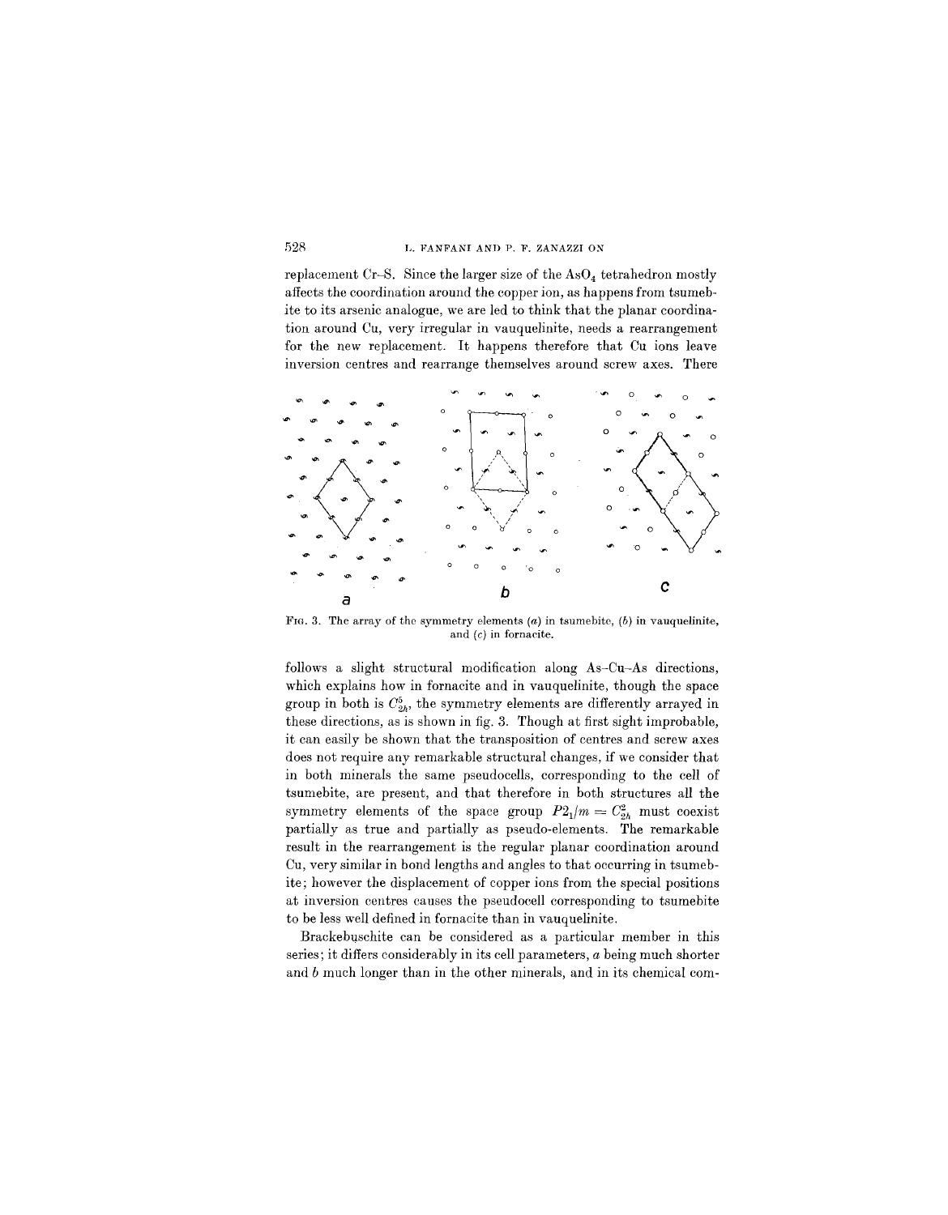replacement Cr–S. Since the larger size of the $AsO_4$ tetrahedron mostly affects the coordination around the copper ion, as happens from tsumebite to its arsenic analogue, we are led to think that the planar coordination around Cu, very irregular in vauquelinite, needs a rearrangement for the new replacement. It happens therefore that Cu ions leave inversion centres and rearrange themselves around screw axes. There

FIG. 3. The array of the symmetry elements (*a*) in tsumebite, (*b*) in vauquelinite, and (*c*) in fornacite.

follows a slight structural modification along As–Cu–As directions, which explains how in fornacite and in vauquelinite, though the space group in both is $C^5_{2h}$, the symmetry elements are differently arrayed in these directions, as is shown in fig. 3. Though at first sight improbable, it can easily be shown that the transposition of centres and screw axes does not require any remarkable structural changes, if we consider that in both minerals the same pseudocells, corresponding to the cell of tsumebite, are present, and that therefore in both structures all the symmetry elements of the space group $P2_1/m = C^2_{2h}$ must coexist partially as true and partially as pseudo-elements. The remarkable result in the rearrangement is the regular planar coordination around Cu, very similar in bond lengths and angles to that occurring in tsumebite; however the displacement of copper ions from the special positions at inversion centres causes the pseudocell corresponding to tsumebite to be less well defined in fornacite than in vauquelinite.

Brackebuschite can be considered as a particular member in this series; it differs considerably in its cell parameters, *a* being much shorter and *b* much longer than in the other minerals, and in its chemical com-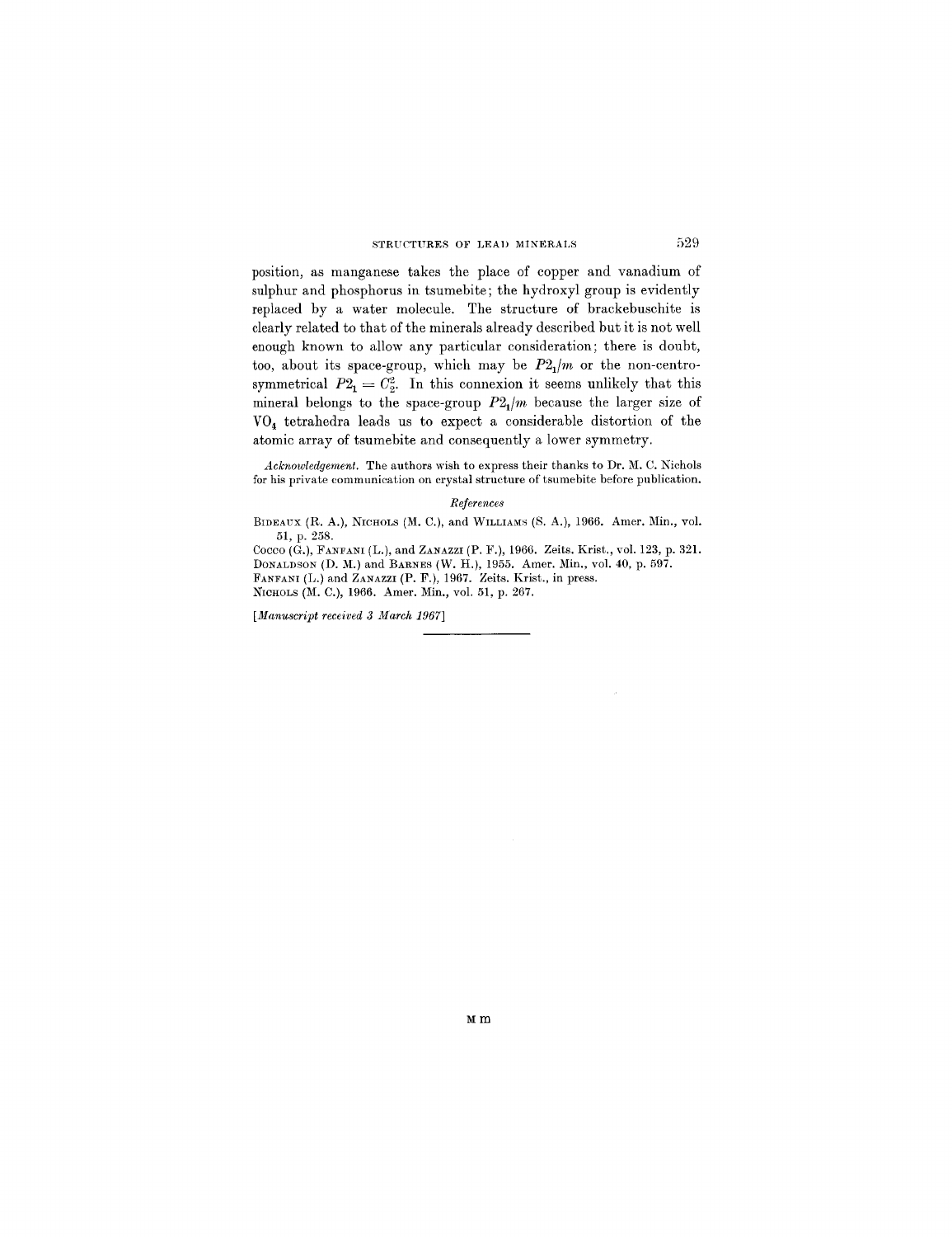position, as manganese takes the place of copper and vanadium of sulphur and phosphorus in tsumebite; the hydroxyl group is evidently replaced by a water molecule. The structure of brackebuschite is clearly related to that of the minerals already described but it is not well enough known to allow any particular consideration; there is doubt, too, about its space-group, which may be $P2_1/m$ or the non-centrosymmetrical $P2_1 = C_2^2$. In this connexion it seems unlikely that this mineral belongs to the space-group $P2_1/m$ because the larger size of $VO_4$ tetrahedra leads us to expect a considerable distortion of the atomic array of tsumebite and consequently a lower symmetry.

*Acknowledgement.* The authors wish to express their thanks to Dr. M. C. Nichols for his private communication on crystal structure of tsumebite before publication.

### *References*

Bideaux (R. A.), Nichols (M. C.), and Williams (S. A.), 1966. Amer. Min., vol. 51, p. 258.

Cocco (G.), Fanfani (L.), and Zanazzi (P. F.), 1966. Zeits. Krist., vol. 123, p. 321.

Donaldson (D. M.) and Barnes (W. H.), 1955. Amer. Min., vol. 40, p. 597.

Fanfani (L.) and Zanazzi (P. F.), 1967. Zeits. Krist., in press.

Nichols (M. C.), 1966. Amer. Min., vol. 51, p. 267.

[*Manuscript received 3 March 1967*]